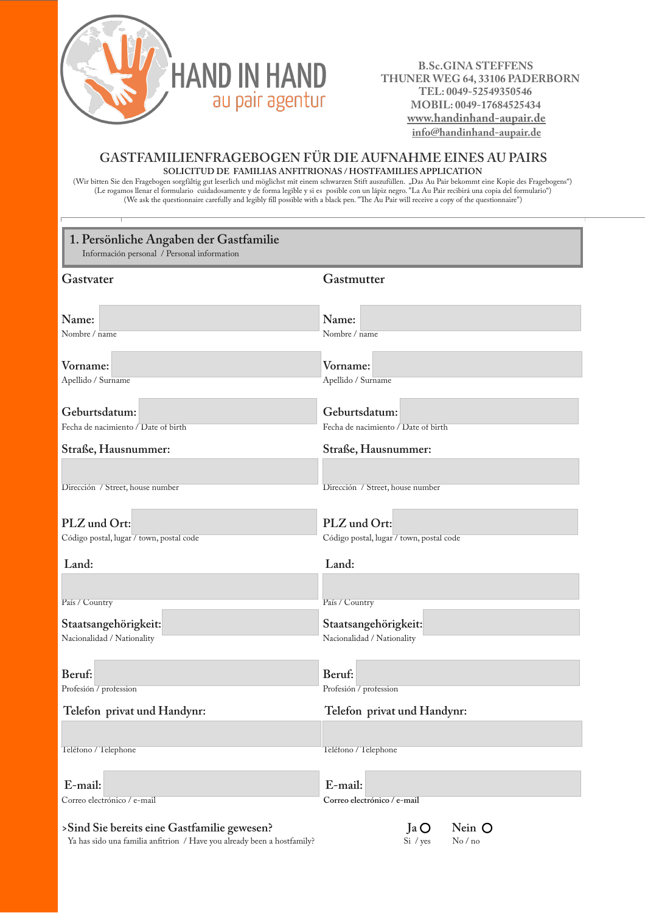HAND IN HAND
au pair agentur

B.Sc.GINA STEFFENS
THUNER WEG 64, 33106 PADERBORN
TEL: 0049-52549350546
MOBIL: 0049-17684525434
www.handinhand-aupair.de
info@handinhand-aupair.de

# GASTFAMILIENFRAGEBOGEN FÜR DIE AUFNAHME EINES AU PAIRS

SOLICITUD DE FAMILIAS ANFITRIONAS / HOSTFAMILIES APPLICATION

(Wir bitten Sie den Fragebogen sorgfältig gut leserlich und möglichst mit einem schwarzen Stift auszufüllen. „Das Au Pair bekommt eine Kopie des Fragebogens")
(Le rogamos llenar el formulario cuidadosamente y de forma legible y si es posible con un lápiz negro. "La Au Pair recibirá una copia del formulario")
(We ask the questionnaire carefully and legibly fill possible with a black pen. "The Au Pair will receive a copy of the questionnaire")

## 1. Persönliche Angaben der Gastfamilie

Información personal / Personal information

| Gastvater | Gastmutter |
|---|---|
| **Name:** ______ Nombre / name | **Name:** ______ Nombre / name |
| **Vorname:** ______ Apellido / Surname | **Vorname:** ______ Apellido / Surname |
| **Geburtsdatum:** ______ Fecha de nacimiento / Date of birth | **Geburtsdatum:** ______ Fecha de nacimiento / Date of birth |
| **Straße, Hausnummer:** ______ Dirección / Street, house number | **Straße, Hausnummer:** ______ Dirección / Street, house number |
| **PLZ und Ort:** ______ Código postal, lugar / town, postal code | **PLZ und Ort:** ______ Código postal, lugar / town, postal code |
| **Land:** ______ País / Country | **Land:** ______ País / Country |
| **Staatsangehörigkeit:** ______ Nacionalidad / Nationality | **Staatsangehörigkeit:** ______ Nacionalidad / Nationality |
| **Beruf:** ______ Profesión / profession | **Beruf:** ______ Profesión / profession |
| **Telefon privat und Handynr:** ______ Teléfono / Telephone | **Telefon privat und Handynr:** ______ Teléfono / Telephone |
| **E-mail:** ______ Correo electrónico / e-mail | **E-mail:** ______ Correo electrónico / e-mail |

**>Sind Sie bereits eine Gastfamilie gewesen?** Ja ○ Nein ○
Ya has sido una familia anfitrion / Have you already been a hostfamily? Si / yes No / no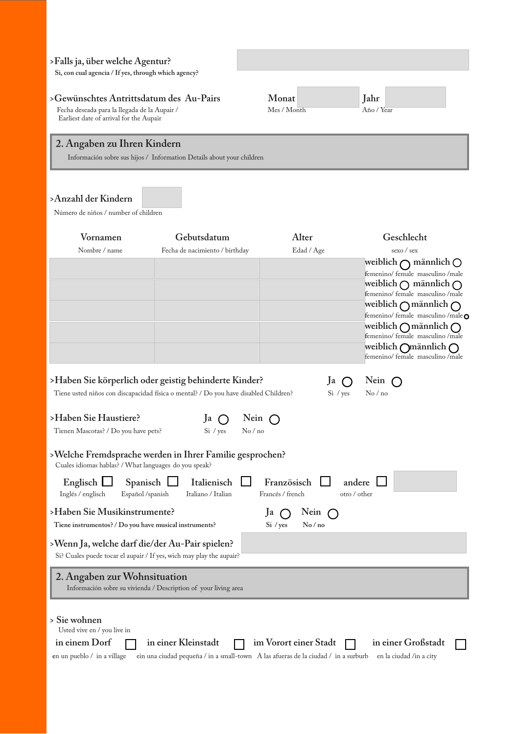>**Falls ja, über welche Agentur?**
Si, con cual agencia / If yes, through which agency?

>**Gewünschtes Antrittsdatum des Au-Pairs** — Monat (Mes / Month) — Jahr (Año / Year)
Fecha deseada para la llegada de la Aupair / Earliest date of arrival for the Aupair

## 2. Angaben zu Ihren Kindern

Información sobre sus hijos / Information Details about your children

>**Anzahl der Kindern**
Número de niños / number of children

| Vornamen<br>Nombre / name | Gebutsdatum<br>Fecha de nacimiento / birthday | Alter<br>Edad / Age | Geschlecht<br>sexo / sex |
|---|---|---|---|
| | | | weiblich ◯ männlich ◯<br>femenino/ female masculino /male |
| | | | weiblich ◯ männlich ◯<br>femenino/ female masculino /male |
| | | | weiblich ◯ männlich ◯<br>femenino/ female masculino /male |
| | | | weiblich ◯ männlich ◯<br>femenino/ female masculino /male |
| | | | weiblich ◯ männlich ◯<br>femenino/ female masculino /male |

>**Haben Sie körperlich oder geistig behinderte Kinder?** Ja ◯ (Si / yes) Nein ◯ (No / no)
Tiene usted niños con discapacidad física o mental? / Do you have disabled Children?

>**Haben Sie Haustiere?** Ja ◯ (Si / yes) Nein ◯ (No / no)
Tienen Mascotas? / Do you have pets?

>**Welche Fremdsprache werden in Ihrer Familie gesprochen?**
Cuales idiomas hablas? / What languages do you speak?

- Englisch ☐ (Inglés / englisch)
- Spanisch ☐ (Español /spanish)
- Italienisch ☐ (Italiano / Italian)
- Französisch ☐ (Francés / french)
- andere ☐ (otro / other)

>**Haben Sie Musikinstrumente?** Ja ◯ (Si / yes) Nein ◯ (No / no)
Tiene instrumentos? / Do you have musical instruments?

>**Wenn Ja, welche darf die/der Au-Pair spielen?**
Si? Cuales puede tocar el aupair / If yes, wich may play the aupair?

## 2. Angaben zur Wohnsituation

Información sobre su vivienda / Description of your living area

> **Sie wohnen**
Usted vive en / you live in

- in einem Dorf ☐ — en un pueblo / in a village
- in einer Kleinstadt ☐ — ein una ciudad pequeña / in a small-town
- im Vorort einer Stadt ☐ — A las afueras de la ciudad / in a surburb
- in einer Großstadt ☐ — en la ciudad /in a city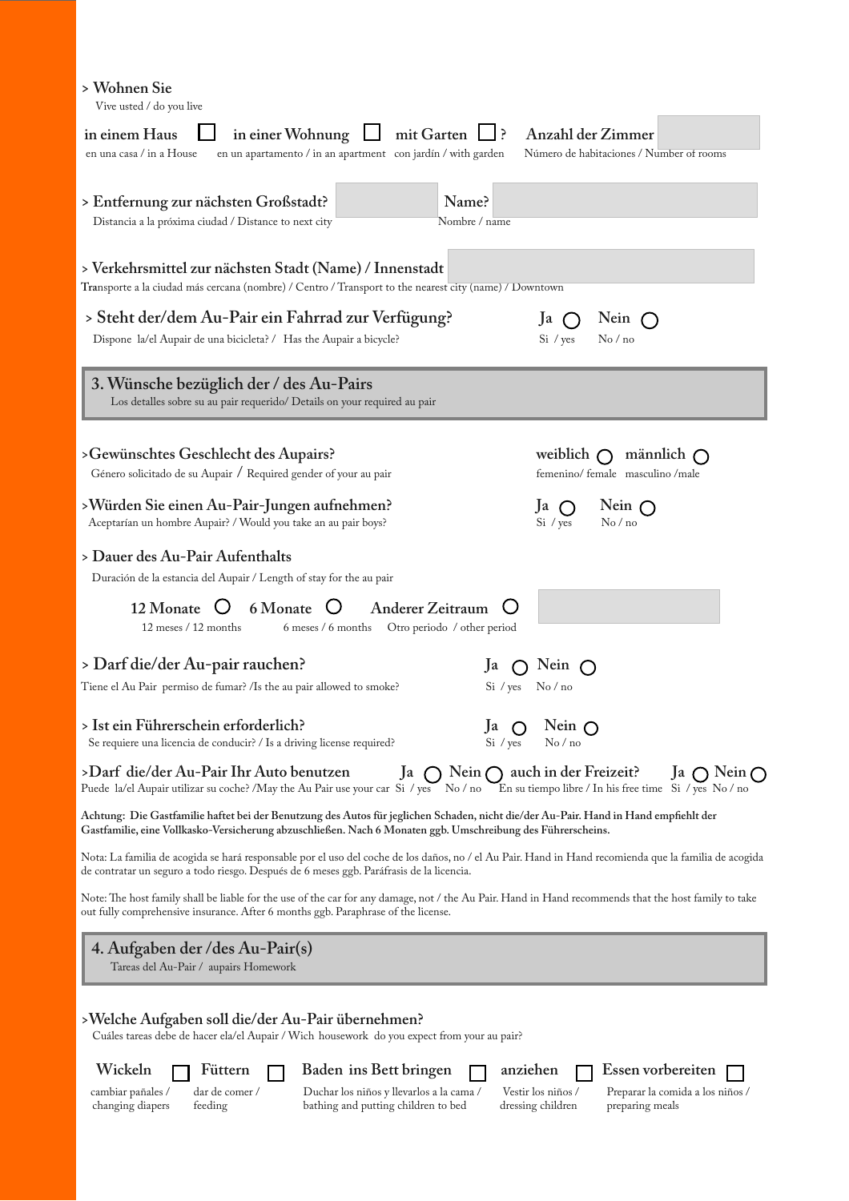> Wohnen Sie
Vive usted / do you live

in einem Haus ☐ in einer Wohnung ☐ mit Garten ☐ ? Anzahl der Zimmer
en una casa / in a House en un apartamento / in an apartment con jardín / with garden Número de habitaciones / Number of rooms

> Entfernung zur nächsten Großstadt? Name?
Distancia a la próxima ciudad / Distance to next city Nombre / name

> Verkehrsmittel zur nächsten Stadt (Name) / Innenstadt
Transporte a la ciudad más cercana (nombre) / Centro / Transport to the nearest city (name) / Downtown

> Steht der/dem Au-Pair ein Fahrrad zur Verfügung? Ja ○ Nein ○
Dispone la/el Aupair de una bicicleta? / Has the Aupair a bicycle? Si / yes No / no

## 3. Wünsche bezüglich der / des Au-Pairs

Los detalles sobre su au pair requerido/ Details on your required au pair

>Gewünschtes Geschlecht des Aupairs? weiblich ○ männlich ○
Género solicitado de su Aupair / Required gender of your au pair femenino/ female masculino /male

>Würden Sie einen Au-Pair-Jungen aufnehmen? Ja ○ Nein ○
Aceptarían un hombre Aupair? / Would you take an au pair boys? Si / yes No / no

> Dauer des Au-Pair Aufenthalts
Duración de la estancia del Aupair / Length of stay for the au pair

12 Monate ○ 6 Monate ○ Anderer Zeitraum ○
12 meses / 12 months 6 meses / 6 months Otro periodo / other period

> Darf die/der Au-pair rauchen? Ja ○ Nein ○
Tiene el Au Pair permiso de fumar? /Is the au pair allowed to smoke? Si / yes No / no

> Ist ein Führerschein erforderlich? Ja ○ Nein ○
Se requiere una licencia de conducir? / Is a driving license required? Si / yes No / no

>Darf die/der Au-Pair Ihr Auto benutzen Ja ○ Nein ○ auch in der Freizeit? Ja ○ Nein ○
Puede la/el Aupair utilizar su coche? /May the Au Pair use your car Si / yes No / no En su tiempo libre / In his free time Si / yes No / no

**Achtung: Die Gastfamilie haftet bei der Benutzung des Autos für jeglichen Schaden, nicht die/der Au-Pair. Hand in Hand empfiehlt der Gastfamilie, eine Vollkasko-Versicherung abzuschließen. Nach 6 Monaten ggb. Umschreibung des Führerscheins.**

Nota: La familia de acogida se hará responsable por el uso del coche de los daños, no / el Au Pair. Hand in Hand recomienda que la familia de acogida de contratar un seguro a todo riesgo. Después de 6 meses ggb. Paráfrasis de la licencia.

Note: The host family shall be liable for the use of the car for any damage, not / the Au Pair. Hand in Hand recommends that the host family to take out fully comprehensive insurance. After 6 months ggb. Paraphrase of the license.

## 4. Aufgaben der /des Au-Pair(s)

Tareas del Au-Pair / aupairs Homework

>Welche Aufgaben soll die/der Au-Pair übernehmen?
Cuáles tareas debe de hacer ela/el Aupair / Wich housework do you expect from your au pair?

Wickeln ☐ Füttern ☐ Baden ins Bett bringen ☐ anziehen ☐ Essen vorbereiten ☐
cambiar pañales / changing diapers dar de comer / feeding Duchar los niños y llevarlos a la cama / bathing and putting children to bed Vestir los niños / dressing children Preparar la comida a los niños / preparing meals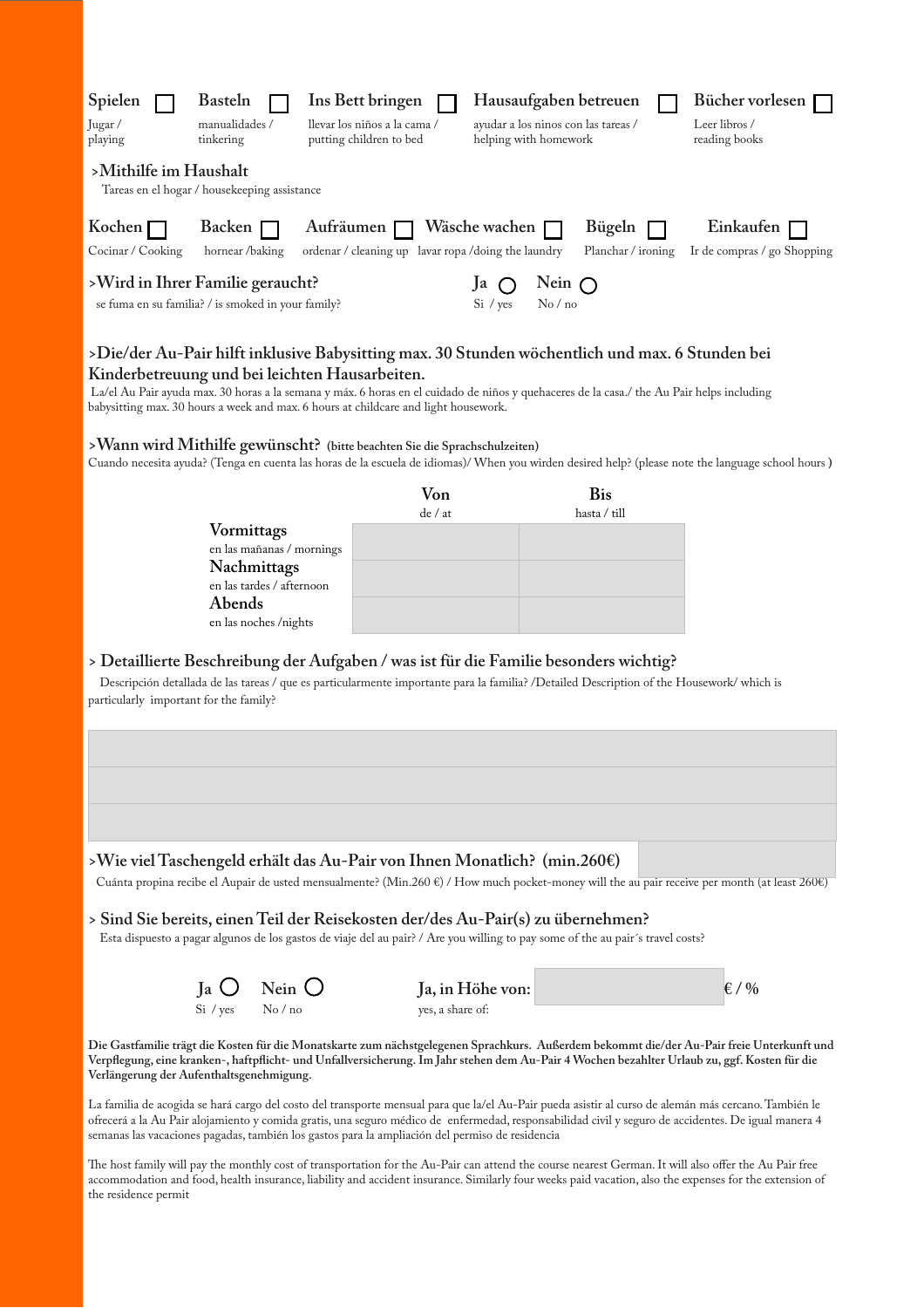Spielen ☐ Jugar / playing

Basteln ☐ manualidades / tinkering

Ins Bett bringen ☐ llevar los niños a la cama / putting children to bed

Hausaufgaben betreuen ☐ ayudar a los ninos con las tareas / helping with homework

Bücher vorlesen ☐ Leer libros / reading books

## >Mithilfe im Haushalt

Tareas en el hogar / housekeeping assistance

Kochen ☐ Cocinar / Cooking

Backen ☐ hornear /baking

Aufräumen ☐ ordenar / cleaning up

Wäsche wachen ☐ lavar ropa /doing the laundry

Bügeln ☐ Planchar / ironing

Einkaufen ☐ Ir de compras / go Shopping

## >Wird in Ihrer Familie geraucht?

se fuma en su familia? / is smoked in your family?

Ja ○ Si / yes    Nein ○ No / no

## >Die/der Au-Pair hilft inklusive Babysitting max. 30 Stunden wöchentlich und max. 6 Stunden bei Kinderbetreuung und bei leichten Hausarbeiten.

La/el Au Pair ayuda max. 30 horas a la semana y máx. 6 horas en el cuidado de niños y quehaceres de la casa./ the Au Pair helps including babysitting max. 30 hours a week and max. 6 hours at childcare and light housework.

## >Wann wird Mithilfe gewünscht? (bitte beachten Sie die Sprachschulzeiten)

Cuando necesita ayuda? (Tenga en cuenta las horas de la escuela de idiomas)/ When you wirden desired help? (please note the language school hours )

| | Von de / at | Bis hasta / till |
|---|---|---|
| Vormittags en las mañanas / mornings | | |
| Nachmittags en las tardes / afternoon | | |
| Abends en las noches /nights | | |

## > Detaillierte Beschreibung der Aufgaben / was ist für die Familie besonders wichtig?

Descripción detallada de las tareas / que es particularmente importante para la familia? /Detailed Description of the Housework/ which is particularly important for the family?

## >Wie viel Taschengeld erhält das Au-Pair von Ihnen Monatlich? (min.260€)

Cuánta propina recibe el Aupair de usted mensualmente? (Min.260 €) / How much pocket-money will the au pair receive per month (at least 260€)

## > Sind Sie bereits, einen Teil der Reisekosten der/des Au-Pair(s) zu übernehmen?

Esta dispuesto a pagar algunos de los gastos de viaje del au pair? / Are you willing to pay some of the au pair´s travel costs?

Ja ○ Si / yes    Nein ○ No / no    Ja, in Höhe von: ______ € / % yes, a share of:

**Die Gastfamilie trägt die Kosten für die Monatskarte zum nächstgelegenen Sprachkurs. Außerdem bekommt die/der Au-Pair freie Unterkunft und Verpflegung, eine kranken-, haftpflicht- und Unfallversicherung. Im Jahr stehen dem Au-Pair 4 Wochen bezahlter Urlaub zu, ggf. Kosten für die Verlängerung der Aufenthaltsgenehmigung.**

La familia de acogida se hará cargo del costo del transporte mensual para que la/el Au-Pair pueda asistir al curso de alemán más cercano. También le ofrecerá a la Au Pair alojamiento y comida gratis, una seguro médico de enfermedad, responsabilidad civil y seguro de accidentes. De igual manera 4 semanas las vacaciones pagadas, también los gastos para la ampliación del permiso de residencia

The host family will pay the monthly cost of transportation for the Au-Pair can attend the course nearest German. It will also offer the Au Pair free accommodation and food, health insurance, liability and accident insurance. Similarly four weeks paid vacation, also the expenses for the extension of the residence permit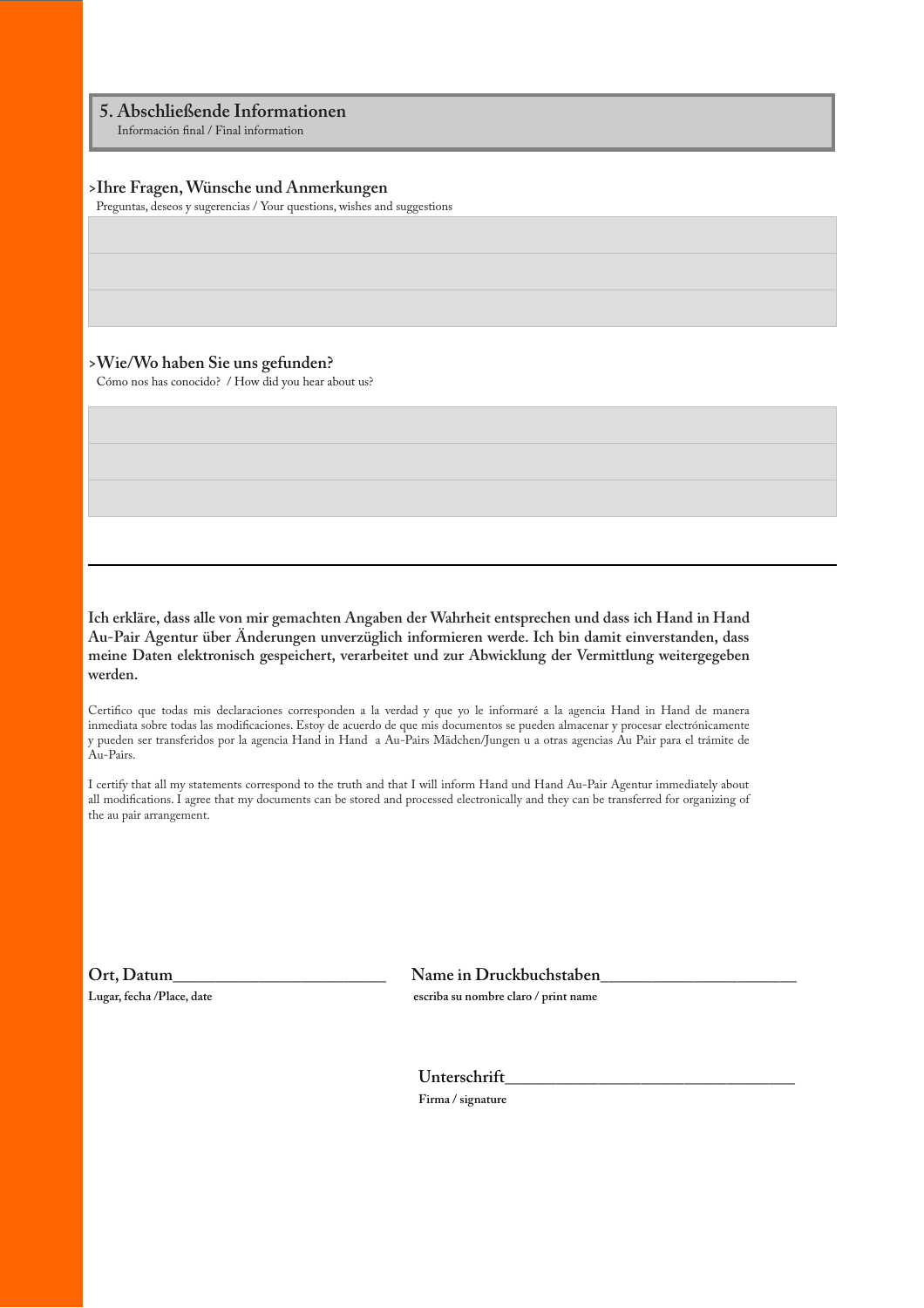## 5. Abschließende Informationen

Información final / Final information

### >Ihre Fragen, Wünsche und Anmerkungen

Preguntas, deseos y sugerencias / Your questions, wishes and suggestions

### >Wie/Wo haben Sie uns gefunden?

Cómo nos has conocido? / How did you hear about us?

---

**Ich erkläre, dass alle von mir gemachten Angaben der Wahrheit entsprechen und dass ich Hand in Hand Au-Pair Agentur über Änderungen unverzüglich informieren werde. Ich bin damit einverstanden, dass meine Daten elektronisch gespeichert, verarbeitet und zur Abwicklung der Vermittlung weitergegeben werden.**

Certifico que todas mis declaraciones corresponden a la verdad y que yo le informaré a la agencia Hand in Hand de manera inmediata sobre todas las modificaciones. Estoy de acuerdo de que mis documentos se pueden almacenar y procesar electrónicamente y pueden ser transferidos por la agencia Hand in Hand a Au-Pairs Mädchen/Jungen u a otras agencias Au Pair para el trámite de Au-Pairs.

I certify that all my statements correspond to the truth and that I will inform Hand und Hand Au-Pair Agentur immediately about all modifications. I agree that my documents can be stored and processed electronically and they can be transferred for organizing of the au pair arrangement.

**Ort, Datum**________________________

**Lugar, fecha /Place, date**

**Name in Druckbuchstaben**______________________

**escriba su nombre claro / print name**

**Unterschrift**________________________________

**Firma / signature**